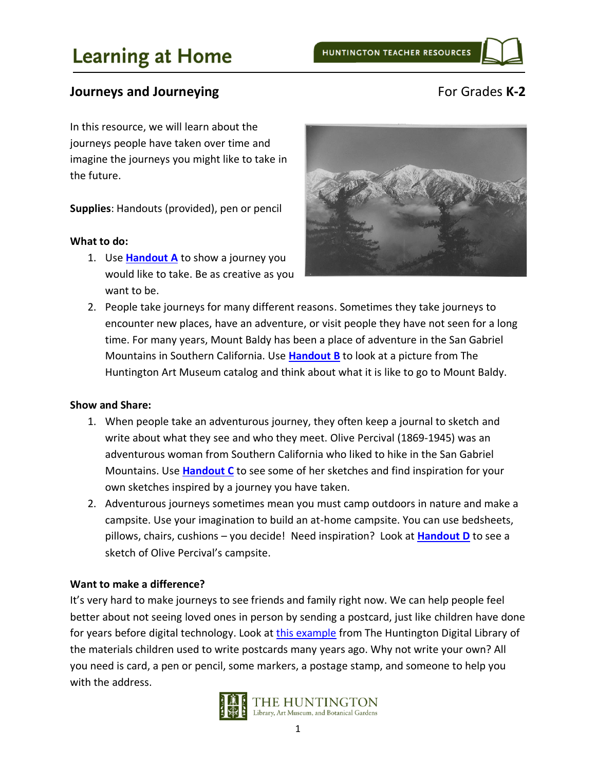# Learning at Home

HUNTINGTON TEACHER RESOURCES

## Journeys and Journeying

For Grades **K-2**

In this resource, we will learn about the journeys people have taken over time and imagine the journeys you might like to take in the future.

**Supplies**: Handouts (provided), pen or pencil

**What to do:**

1. Use **Handout A** to show a journey you would like to take. Be as creative as you want to be.
2. People take journeys for many different reasons. Sometimes they take journeys to encounter new places, have an adventure, or visit people they have not seen for a long time. For many years, Mount Baldy has been a place of adventure in the San Gabriel Mountains in Southern California. Use **Handout B** to look at a picture from The Huntington Art Museum catalog and think about what it is like to go to Mount Baldy.

**Show and Share:**

1. When people take an adventurous journey, they often keep a journal to sketch and write about what they see and who they meet. Olive Percival (1869-1945) was an adventurous woman from Southern California who liked to hike in the San Gabriel Mountains. Use **Handout C** to see some of her sketches and find inspiration for your own sketches inspired by a journey you have taken.
2. Adventurous journeys sometimes mean you must camp outdoors in nature and make a campsite. Use your imagination to build an at-home campsite. You can use bedsheets, pillows, chairs, cushions – you decide! Need inspiration? Look at **Handout D** to see a sketch of Olive Percival's campsite.

**Want to make a difference?**

It's very hard to make journeys to see friends and family right now. We can help people feel better about not seeing loved ones in person by sending a postcard, just like children have done for years before digital technology. Look at this example from The Huntington Digital Library of the materials children used to write postcards many years ago. Why not write your own? All you need is card, a pen or pencil, some markers, a postage stamp, and someone to help you with the address.

THE HUNTINGTON
Library, Art Museum, and Botanical Gardens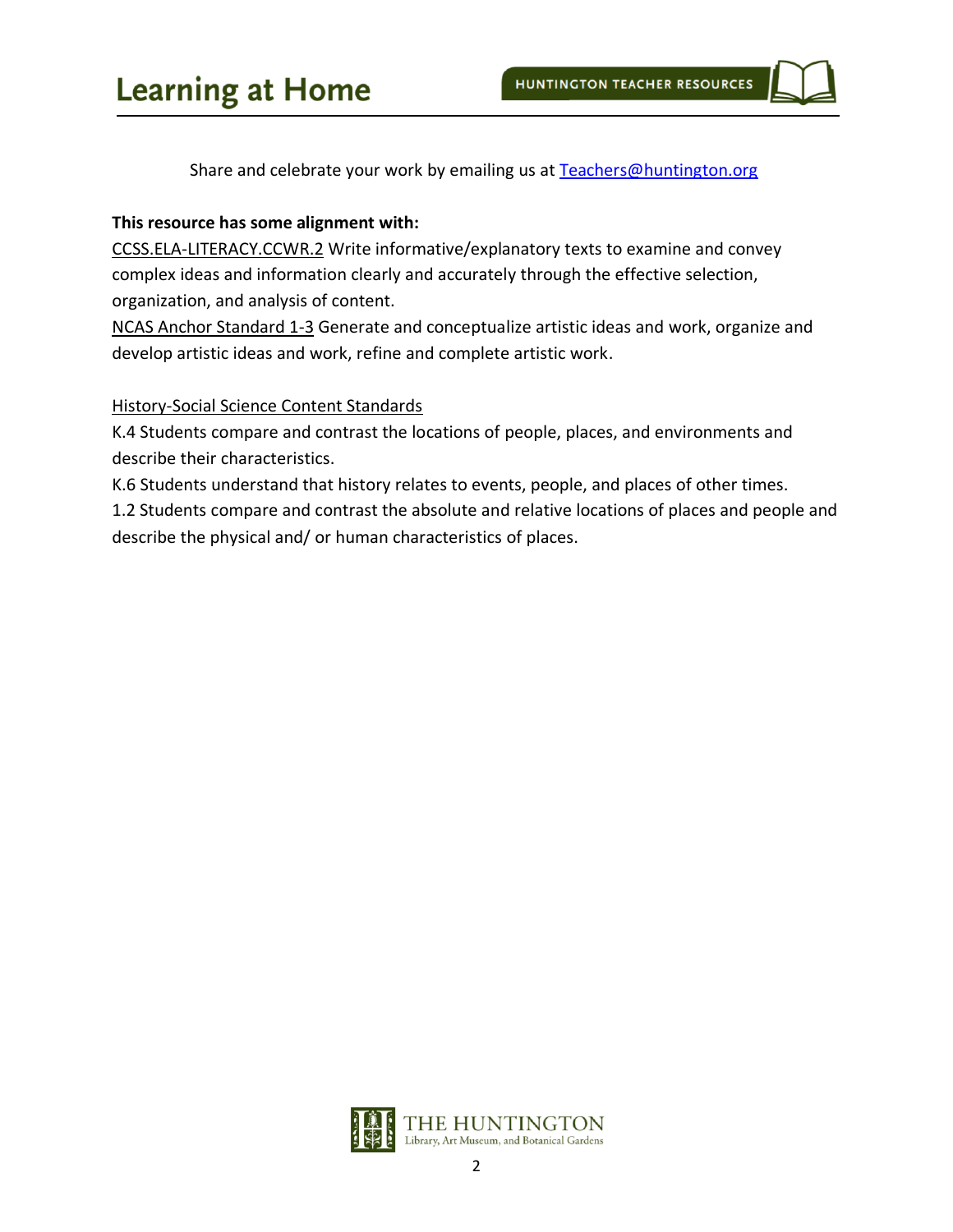Share and celebrate your work by emailing us at [Teachers@huntington.org](mailto:Teachers@huntington.org)

**This resource has some alignment with:**

CCSS.ELA-LITERACY.CCWR.2 Write informative/explanatory texts to examine and convey complex ideas and information clearly and accurately through the effective selection, organization, and analysis of content.

NCAS Anchor Standard 1-3 Generate and conceptualize artistic ideas and work, organize and develop artistic ideas and work, refine and complete artistic work.

History-Social Science Content Standards

K.4 Students compare and contrast the locations of people, places, and environments and describe their characteristics.

K.6 Students understand that history relates to events, people, and places of other times.

1.2 Students compare and contrast the absolute and relative locations of places and people and describe the physical and/ or human characteristics of places.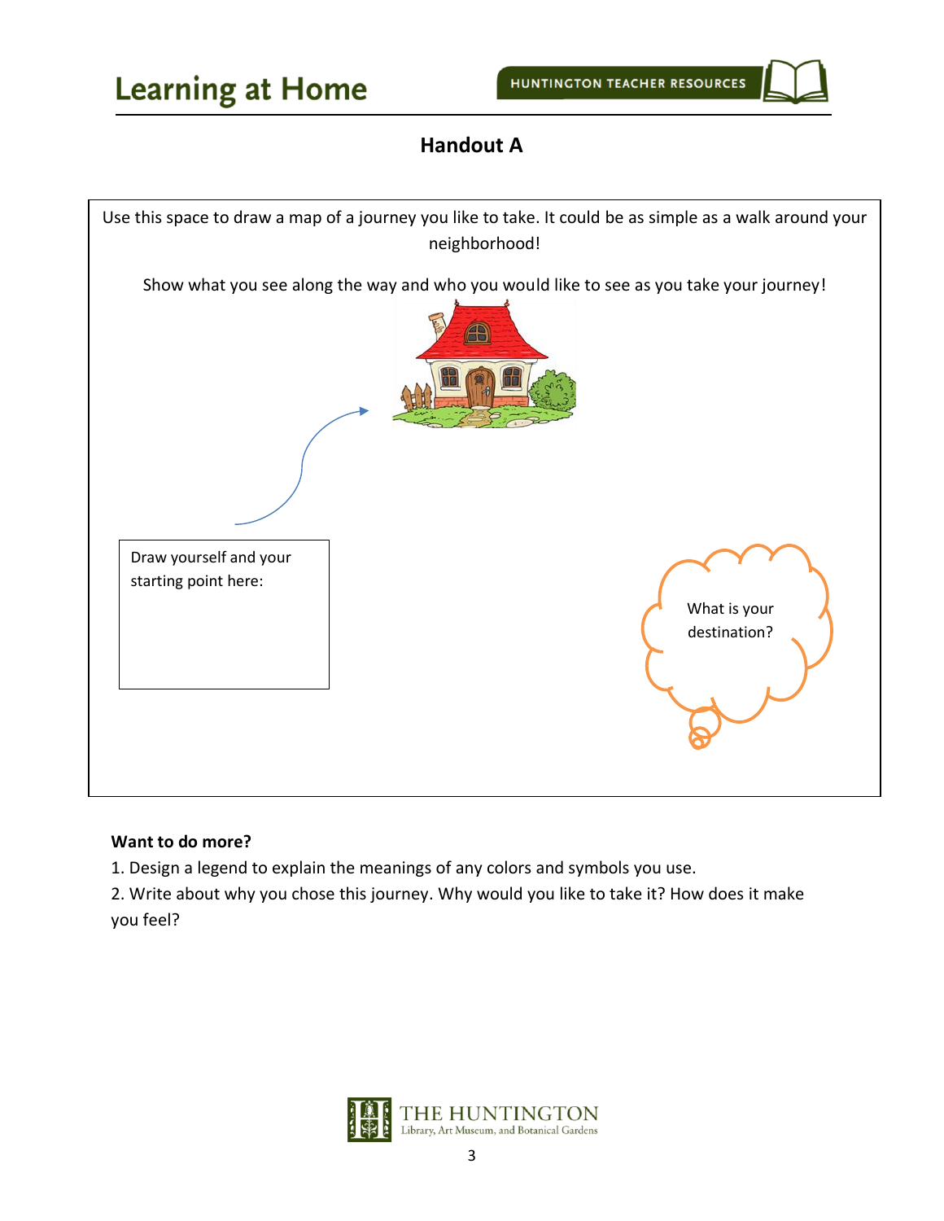## Handout A

Use this space to draw a map of a journey you like to take. It could be as simple as a walk around your neighborhood!

Show what you see along the way and who you would like to see as you take your journey!

Draw yourself and your starting point here:

What is your destination?

**Want to do more?**

1. Design a legend to explain the meanings of any colors and symbols you use.
2. Write about why you chose this journey. Why would you like to take it? How does it make you feel?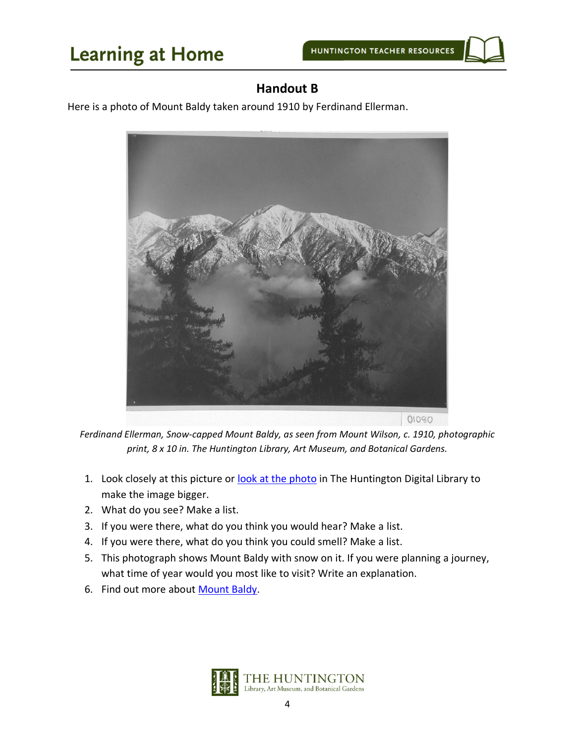## Handout B

Here is a photo of Mount Baldy taken around 1910 by Ferdinand Ellerman.

*Ferdinand Ellerman, Snow-capped Mount Baldy, as seen from Mount Wilson, c. 1910, photographic print, 8 x 10 in. The Huntington Library, Art Museum, and Botanical Gardens.*

1. Look closely at this picture or look at the photo in The Huntington Digital Library to make the image bigger.
2. What do you see? Make a list.
3. If you were there, what do you think you would hear? Make a list.
4. If you were there, what do you think you could smell? Make a list.
5. This photograph shows Mount Baldy with snow on it. If you were planning a journey, what time of year would you most like to visit? Write an explanation.
6. Find out more about Mount Baldy.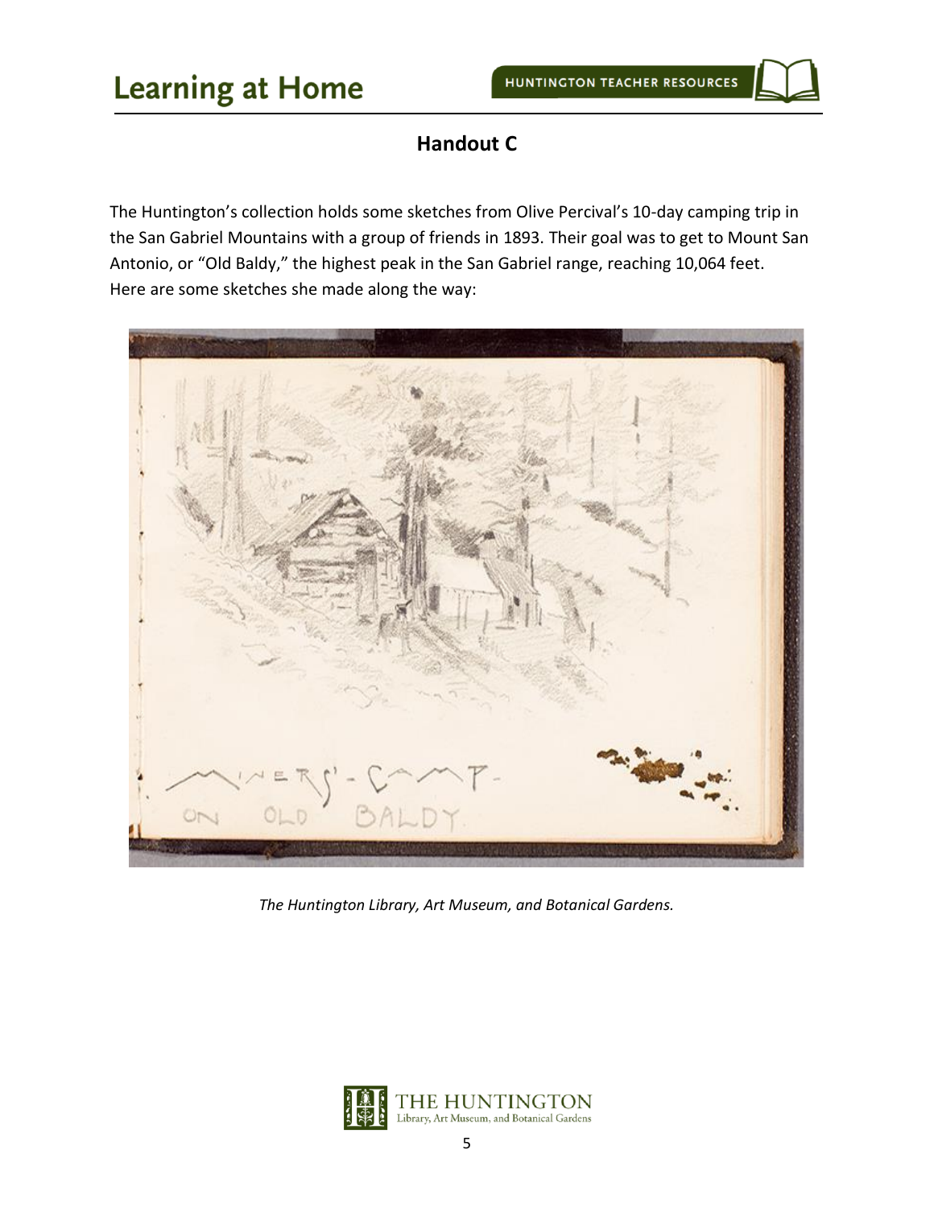## Handout C

The Huntington's collection holds some sketches from Olive Percival's 10-day camping trip in the San Gabriel Mountains with a group of friends in 1893. Their goal was to get to Mount San Antonio, or "Old Baldy," the highest peak in the San Gabriel range, reaching 10,064 feet. Here are some sketches she made along the way:

*The Huntington Library, Art Museum, and Botanical Gardens.*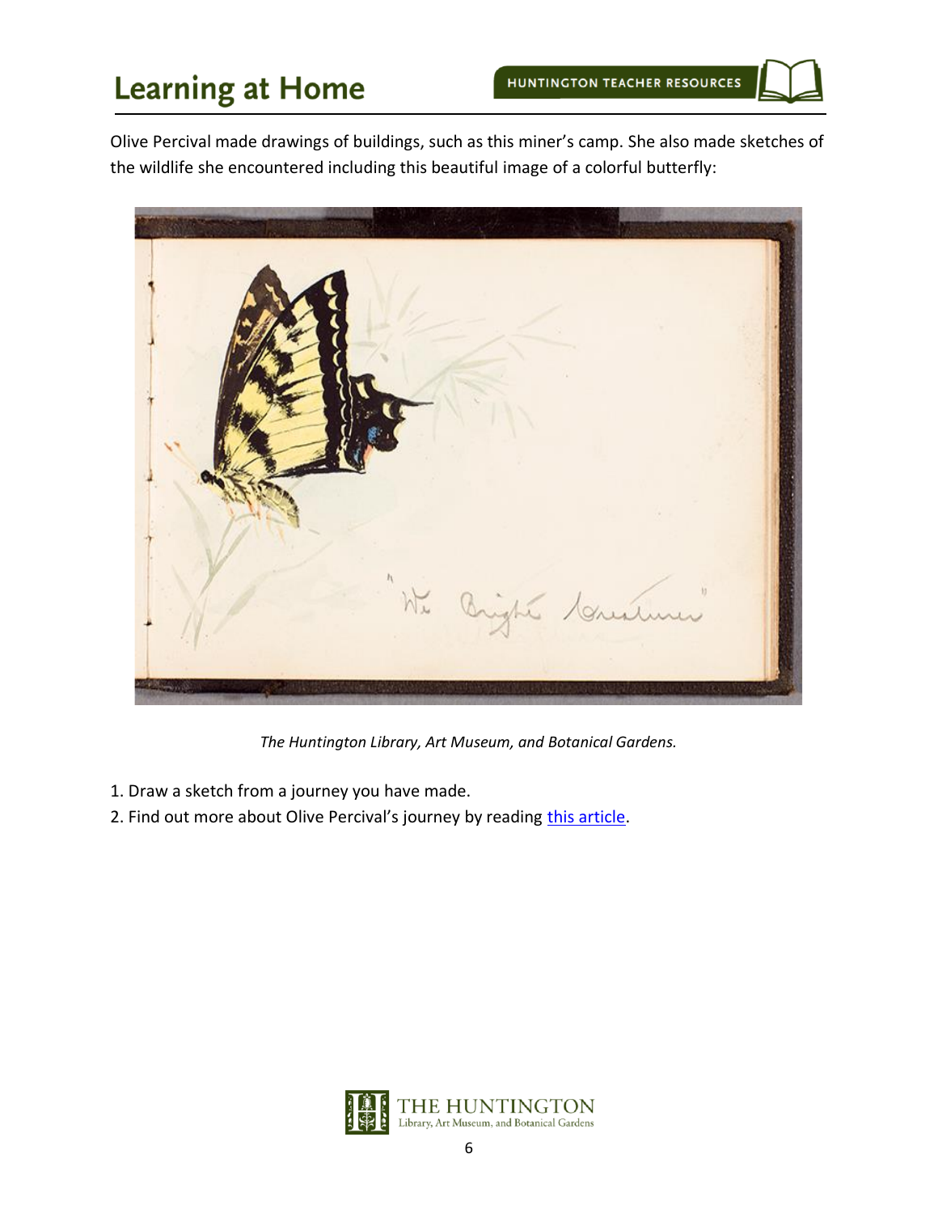Olive Percival made drawings of buildings, such as this miner's camp. She also made sketches of the wildlife she encountered including this beautiful image of a colorful butterfly:

*The Huntington Library, Art Museum, and Botanical Gardens.*

1. Draw a sketch from a journey you have made.
2. Find out more about Olive Percival's journey by reading [this article]().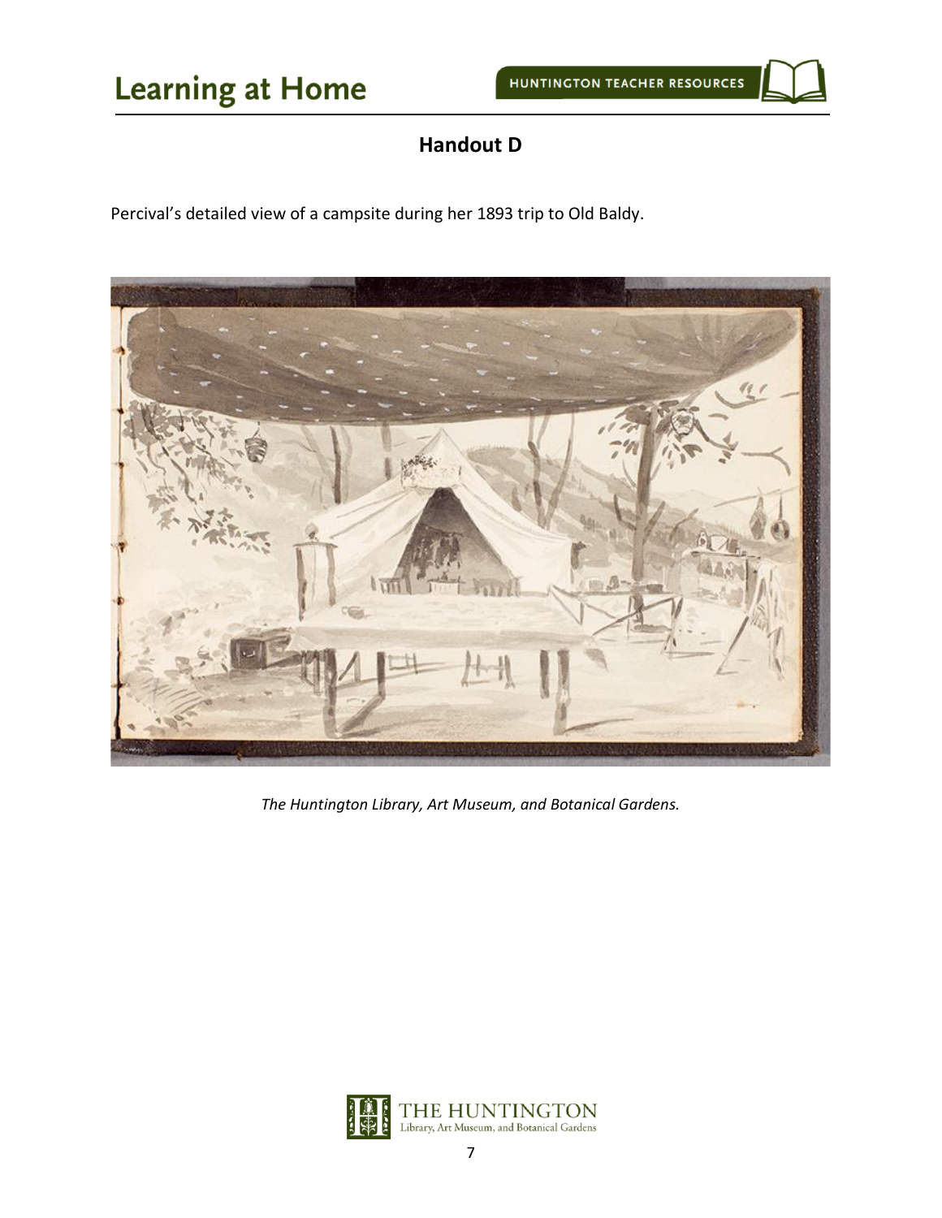## Handout D

Percival's detailed view of a campsite during her 1893 trip to Old Baldy.

*The Huntington Library, Art Museum, and Botanical Gardens.*